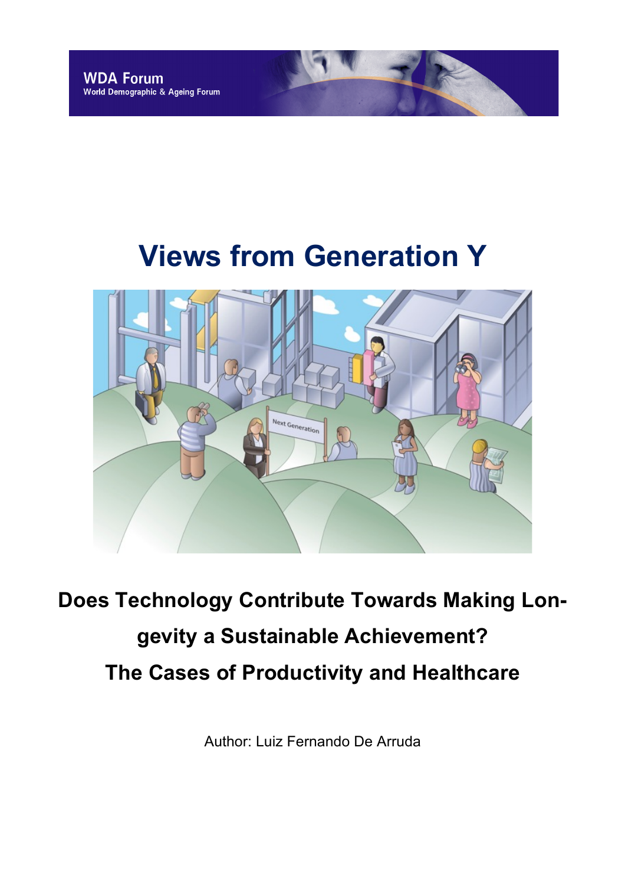WDA Forum
World Demographic & Ageing Forum

# Views from Generation Y

## Does Technology Contribute Towards Making Longevity a Sustainable Achievement? The Cases of Productivity and Healthcare

Author: Luiz Fernando De Arruda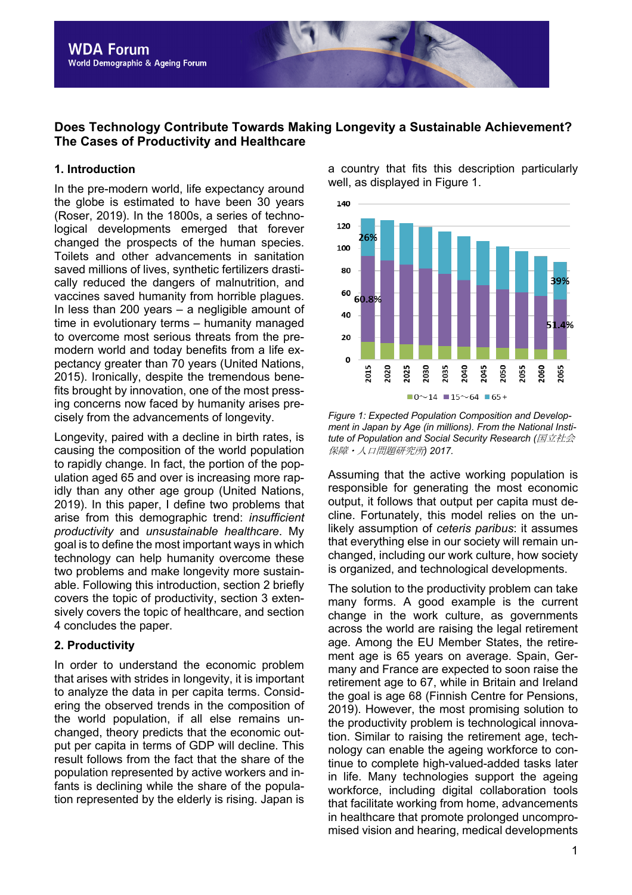## Does Technology Contribute Towards Making Longevity a Sustainable Achievement? The Cases of Productivity and Healthcare

### 1. Introduction

In the pre-modern world, life expectancy around the globe is estimated to have been 30 years (Roser, 2019). In the 1800s, a series of technological developments emerged that forever changed the prospects of the human species. Toilets and other advancements in sanitation saved millions of lives, synthetic fertilizers drastically reduced the dangers of malnutrition, and vaccines saved humanity from horrible plagues. In less than 200 years – a negligible amount of time in evolutionary terms – humanity managed to overcome most serious threats from the pre-modern world and today benefits from a life expectancy greater than 70 years (United Nations, 2015). Ironically, despite the tremendous benefits brought by innovation, one of the most pressing concerns now faced by humanity arises precisely from the advancements of longevity.

Longevity, paired with a decline in birth rates, is causing the composition of the world population to rapidly change. In fact, the portion of the population aged 65 and over is increasing more rapidly than any other age group (United Nations, 2019). In this paper, I define two problems that arise from this demographic trend: *insufficient productivity* and *unsustainable healthcare*. My goal is to define the most important ways in which technology can help humanity overcome these two problems and make longevity more sustainable. Following this introduction, section 2 briefly covers the topic of productivity, section 3 extensively covers the topic of healthcare, and section 4 concludes the paper.

### 2. Productivity

In order to understand the economic problem that arises with strides in longevity, it is important to analyze the data in per capita terms. Considering the observed trends in the composition of the world population, if all else remains unchanged, theory predicts that the economic output per capita in terms of GDP will decline. This result follows from the fact that the share of the population represented by active workers and infants is declining while the share of the population represented by the elderly is rising. Japan is a country that fits this description particularly well, as displayed in Figure 1.

140
120
100
80
60
40
20
0

2015 2020 2025 2030 2035 2040 2045 2050 2055 2060 2065

26%
60.8%
39%
51.4%

0~14 15~64 65+

*Figure 1: Expected Population Composition and Development in Japan by Age (in millions). From the National Institute of Population and Social Security Research (国立社会保障・人口問題研究所) 2017.*

Assuming that the active working population is responsible for generating the most economic output, it follows that output per capita must decline. Fortunately, this model relies on the unlikely assumption of *ceteris paribus*: it assumes that everything else in our society will remain unchanged, including our work culture, how society is organized, and technological developments.

The solution to the productivity problem can take many forms. A good example is the current change in the work culture, as governments across the world are raising the legal retirement age. Among the EU Member States, the retirement age is 65 years on average. Spain, Germany and France are expected to soon raise the retirement age to 67, while in Britain and Ireland the goal is age 68 (Finnish Centre for Pensions, 2019). However, the most promising solution to the productivity problem is technological innovation. Similar to raising the retirement age, technology can enable the ageing workforce to continue to complete high-valued-added tasks later in life. Many technologies support the ageing workforce, including digital collaboration tools that facilitate working from home, advancements in healthcare that promote prolonged uncompromised vision and hearing, medical developments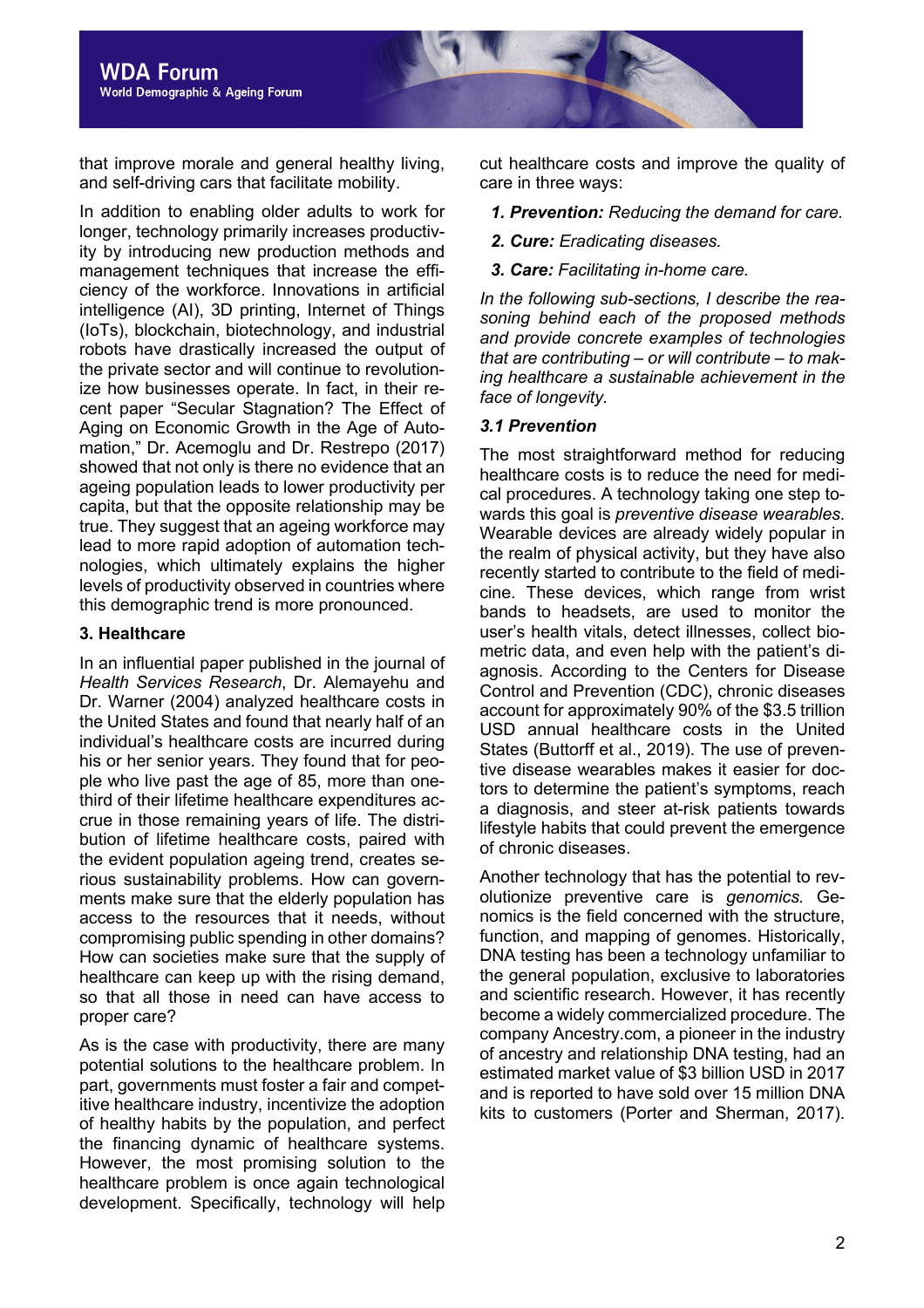that improve morale and general healthy living, and self-driving cars that facilitate mobility.

In addition to enabling older adults to work for longer, technology primarily increases productivity by introducing new production methods and management techniques that increase the efficiency of the workforce. Innovations in artificial intelligence (AI), 3D printing, Internet of Things (IoTs), blockchain, biotechnology, and industrial robots have drastically increased the output of the private sector and will continue to revolutionize how businesses operate. In fact, in their recent paper "Secular Stagnation? The Effect of Aging on Economic Growth in the Age of Automation," Dr. Acemoglu and Dr. Restrepo (2017) showed that not only is there no evidence that an ageing population leads to lower productivity per capita, but that the opposite relationship may be true. They suggest that an ageing workforce may lead to more rapid adoption of automation technologies, which ultimately explains the higher levels of productivity observed in countries where this demographic trend is more pronounced.

### 3. Healthcare

In an influential paper published in the journal of *Health Services Research*, Dr. Alemayehu and Dr. Warner (2004) analyzed healthcare costs in the United States and found that nearly half of an individual's healthcare costs are incurred during his or her senior years. They found that for people who live past the age of 85, more than one-third of their lifetime healthcare expenditures accrue in those remaining years of life. The distribution of lifetime healthcare costs, paired with the evident population ageing trend, creates serious sustainability problems. How can governments make sure that the elderly population has access to the resources that it needs, without compromising public spending in other domains? How can societies make sure that the supply of healthcare can keep up with the rising demand, so that all those in need can have access to proper care?

As is the case with productivity, there are many potential solutions to the healthcare problem. In part, governments must foster a fair and competitive healthcare industry, incentivize the adoption of healthy habits by the population, and perfect the financing dynamic of healthcare systems. However, the most promising solution to the healthcare problem is once again technological development. Specifically, technology will help cut healthcare costs and improve the quality of care in three ways:

1. ***Prevention:*** *Reducing the demand for care.*
2. ***Cure:*** *Eradicating diseases.*
3. ***Care:*** *Facilitating in-home care.*

*In the following sub-sections, I describe the reasoning behind each of the proposed methods and provide concrete examples of technologies that are contributing – or will contribute – to making healthcare a sustainable achievement in the face of longevity.*

#### *3.1 Prevention*

The most straightforward method for reducing healthcare costs is to reduce the need for medical procedures. A technology taking one step towards this goal is *preventive disease wearables*. Wearable devices are already widely popular in the realm of physical activity, but they have also recently started to contribute to the field of medicine. These devices, which range from wrist bands to headsets, are used to monitor the user's health vitals, detect illnesses, collect biometric data, and even help with the patient's diagnosis. According to the Centers for Disease Control and Prevention (CDC), chronic diseases account for approximately 90% of the $3.5 trillion USD annual healthcare costs in the United States (Buttorff et al., 2019). The use of preventive disease wearables makes it easier for doctors to determine the patient's symptoms, reach a diagnosis, and steer at-risk patients towards lifestyle habits that could prevent the emergence of chronic diseases.

Another technology that has the potential to revolutionize preventive care is *genomics.* Genomics is the field concerned with the structure, function, and mapping of genomes. Historically, DNA testing has been a technology unfamiliar to the general population, exclusive to laboratories and scientific research. However, it has recently become a widely commercialized procedure. The company Ancestry.com, a pioneer in the industry of ancestry and relationship DNA testing, had an estimated market value of $3 billion USD in 2017 and is reported to have sold over 15 million DNA kits to customers (Porter and Sherman, 2017).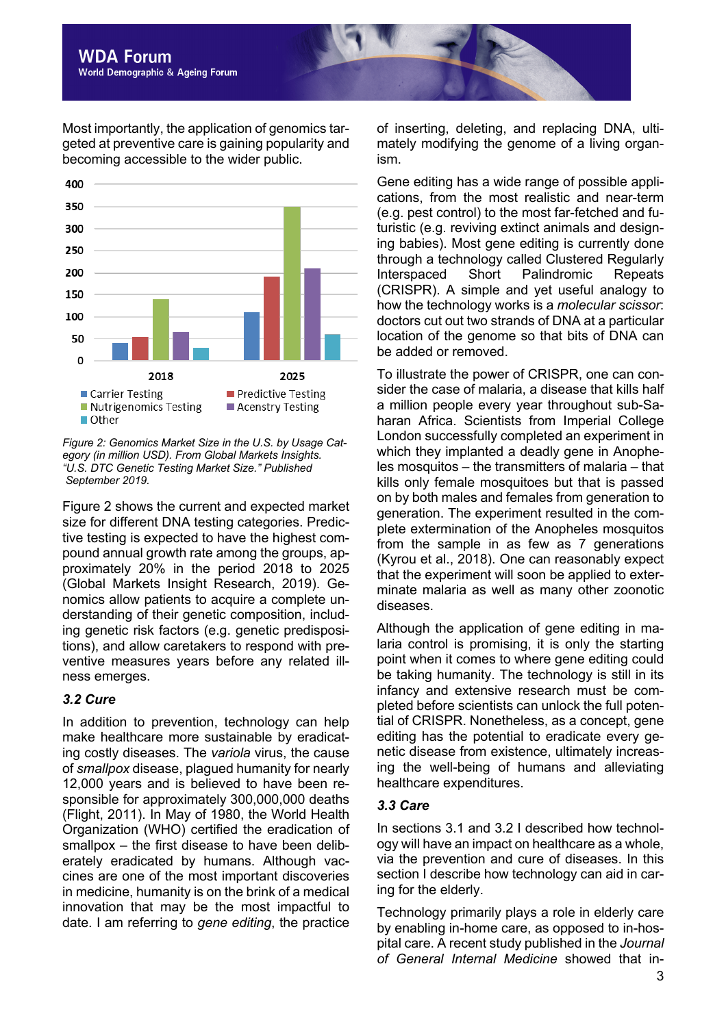Most importantly, the application of genomics targeted at preventive care is gaining popularity and becoming accessible to the wider public.

400
350
300
250
200
150
100
50
0

2018
2025

Carrier Testing
Predictive Testing
Nutrigenomics Testing
Acenstry Testing
Other

*Figure 2: Genomics Market Size in the U.S. by Usage Category (in million USD). From Global Markets Insights. "U.S. DTC Genetic Testing Market Size." Published September 2019.*

Figure 2 shows the current and expected market size for different DNA testing categories. Predictive testing is expected to have the highest compound annual growth rate among the groups, approximately 20% in the period 2018 to 2025 (Global Markets Insight Research, 2019). Genomics allow patients to acquire a complete understanding of their genetic composition, including genetic risk factors (e.g. genetic predispositions), and allow caretakers to respond with preventive measures years before any related illness emerges.

### *3.2 Cure*

In addition to prevention, technology can help make healthcare more sustainable by eradicating costly diseases. The *variola* virus, the cause of *smallpox* disease, plagued humanity for nearly 12,000 years and is believed to have been responsible for approximately 300,000,000 deaths (Flight, 2011). In May of 1980, the World Health Organization (WHO) certified the eradication of smallpox – the first disease to have been deliberately eradicated by humans. Although vaccines are one of the most important discoveries in medicine, humanity is on the brink of a medical innovation that may be the most impactful to date. I am referring to *gene editing*, the practice of inserting, deleting, and replacing DNA, ultimately modifying the genome of a living organism.

Gene editing has a wide range of possible applications, from the most realistic and near-term (e.g. pest control) to the most far-fetched and futuristic (e.g. reviving extinct animals and designing babies). Most gene editing is currently done through a technology called Clustered Regularly Interspaced Short Palindromic Repeats (CRISPR). A simple and yet useful analogy to how the technology works is a *molecular scissor*: doctors cut out two strands of DNA at a particular location of the genome so that bits of DNA can be added or removed.

To illustrate the power of CRISPR, one can consider the case of malaria, a disease that kills half a million people every year throughout sub-Saharan Africa. Scientists from Imperial College London successfully completed an experiment in which they implanted a deadly gene in Anopheles mosquitos – the transmitters of malaria – that kills only female mosquitoes but that is passed on by both males and females from generation to generation. The experiment resulted in the complete extermination of the Anopheles mosquitos from the sample in as few as 7 generations (Kyrou et al., 2018). One can reasonably expect that the experiment will soon be applied to exterminate malaria as well as many other zoonotic diseases.

Although the application of gene editing in malaria control is promising, it is only the starting point when it comes to where gene editing could be taking humanity. The technology is still in its infancy and extensive research must be completed before scientists can unlock the full potential of CRISPR. Nonetheless, as a concept, gene editing has the potential to eradicate every genetic disease from existence, ultimately increasing the well-being of humans and alleviating healthcare expenditures.

### *3.3 Care*

In sections 3.1 and 3.2 I described how technology will have an impact on healthcare as a whole, via the prevention and cure of diseases. In this section I describe how technology can aid in caring for the elderly.

Technology primarily plays a role in elderly care by enabling in-home care, as opposed to in-hospital care. A recent study published in the *Journal of General Internal Medicine* showed that in-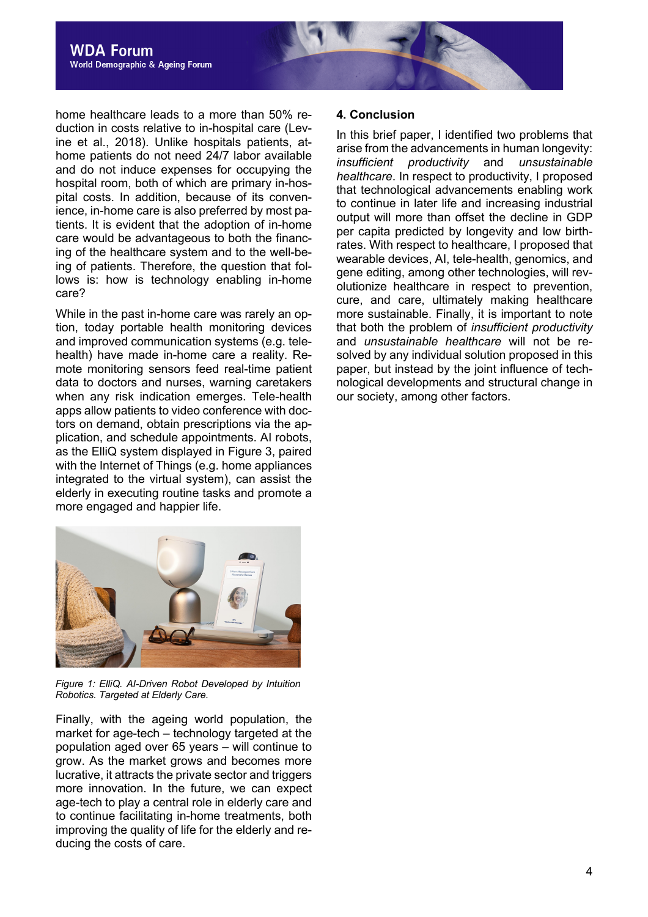home healthcare leads to a more than 50% reduction in costs relative to in-hospital care (Levine et al., 2018). Unlike hospitals patients, at-home patients do not need 24/7 labor available and do not induce expenses for occupying the hospital room, both of which are primary in-hospital costs. In addition, because of its convenience, in-home care is also preferred by most patients. It is evident that the adoption of in-home care would be advantageous to both the financing of the healthcare system and to the well-being of patients. Therefore, the question that follows is: how is technology enabling in-home care?

While in the past in-home care was rarely an option, today portable health monitoring devices and improved communication systems (e.g. tele-health) have made in-home care a reality. Remote monitoring sensors feed real-time patient data to doctors and nurses, warning caretakers when any risk indication emerges. Tele-health apps allow patients to video conference with doctors on demand, obtain prescriptions via the application, and schedule appointments. AI robots, as the ElliQ system displayed in Figure 3, paired with the Internet of Things (e.g. home appliances integrated to the virtual system), can assist the elderly in executing routine tasks and promote a more engaged and happier life.

*Figure 1: ElliQ. AI-Driven Robot Developed by Intuition Robotics. Targeted at Elderly Care.*

Finally, with the ageing world population, the market for age-tech – technology targeted at the population aged over 65 years – will continue to grow. As the market grows and becomes more lucrative, it attracts the private sector and triggers more innovation. In the future, we can expect age-tech to play a central role in elderly care and to continue facilitating in-home treatments, both improving the quality of life for the elderly and reducing the costs of care.

## 4. Conclusion

In this brief paper, I identified two problems that arise from the advancements in human longevity: *insufficient productivity* and *unsustainable healthcare*. In respect to productivity, I proposed that technological advancements enabling work to continue in later life and increasing industrial output will more than offset the decline in GDP per capita predicted by longevity and low birthrates. With respect to healthcare, I proposed that wearable devices, AI, tele-health, genomics, and gene editing, among other technologies, will revolutionize healthcare in respect to prevention, cure, and care, ultimately making healthcare more sustainable. Finally, it is important to note that both the problem of *insufficient productivity* and *unsustainable healthcare* will not be resolved by any individual solution proposed in this paper, but instead by the joint influence of technological developments and structural change in our society, among other factors.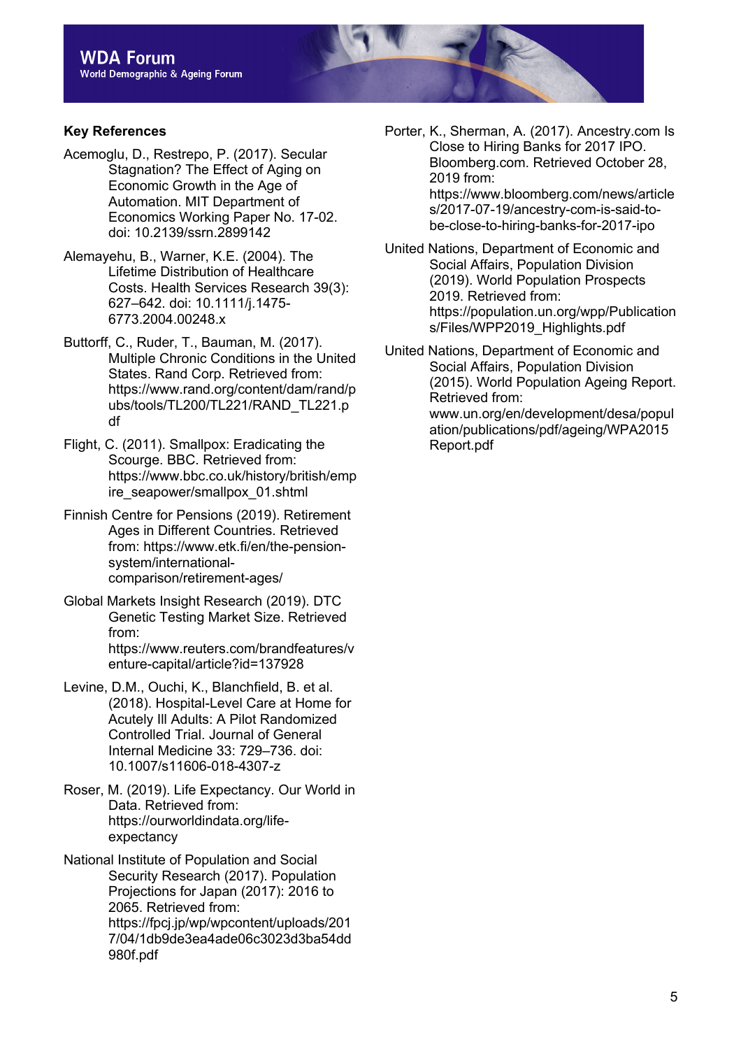## Key References

Acemoglu, D., Restrepo, P. (2017). Secular Stagnation? The Effect of Aging on Economic Growth in the Age of Automation. MIT Department of Economics Working Paper No. 17-02. doi: 10.2139/ssrn.2899142

Alemayehu, B., Warner, K.E. (2004). The Lifetime Distribution of Healthcare Costs. Health Services Research 39(3): 627–642. doi: 10.1111/j.1475-6773.2004.00248.x

Buttorff, C., Ruder, T., Bauman, M. (2017). Multiple Chronic Conditions in the United States. Rand Corp. Retrieved from: https://www.rand.org/content/dam/rand/pubs/tools/TL200/TL221/RAND_TL221.pdf

Flight, C. (2011). Smallpox: Eradicating the Scourge. BBC. Retrieved from: https://www.bbc.co.uk/history/british/empire_seapower/smallpox_01.shtml

Finnish Centre for Pensions (2019). Retirement Ages in Different Countries. Retrieved from: https://www.etk.fi/en/the-pension-system/international-comparison/retirement-ages/

Global Markets Insight Research (2019). DTC Genetic Testing Market Size. Retrieved from: https://www.reuters.com/brandfeatures/venture-capital/article?id=137928

Levine, D.M., Ouchi, K., Blanchfield, B. et al. (2018). Hospital-Level Care at Home for Acutely Ill Adults: A Pilot Randomized Controlled Trial. Journal of General Internal Medicine 33: 729–736. doi: 10.1007/s11606-018-4307-z

Roser, M. (2019). Life Expectancy. Our World in Data. Retrieved from: https://ourworldindata.org/life-expectancy

National Institute of Population and Social Security Research (2017). Population Projections for Japan (2017): 2016 to 2065. Retrieved from: https://fpcj.jp/wp/wpcontent/uploads/2017/04/1db9de3ea4ade06c3023d3ba54dd980f.pdf

Porter, K., Sherman, A. (2017). Ancestry.com Is Close to Hiring Banks for 2017 IPO. Bloomberg.com. Retrieved October 28, 2019 from: https://www.bloomberg.com/news/articles/2017-07-19/ancestry-com-is-said-to-be-close-to-hiring-banks-for-2017-ipo

United Nations, Department of Economic and Social Affairs, Population Division (2019). World Population Prospects 2019. Retrieved from: https://population.un.org/wpp/Publications/Files/WPP2019_Highlights.pdf

United Nations, Department of Economic and Social Affairs, Population Division (2015). World Population Ageing Report. Retrieved from: www.un.org/en/development/desa/population/publications/pdf/ageing/WPA2015Report.pdf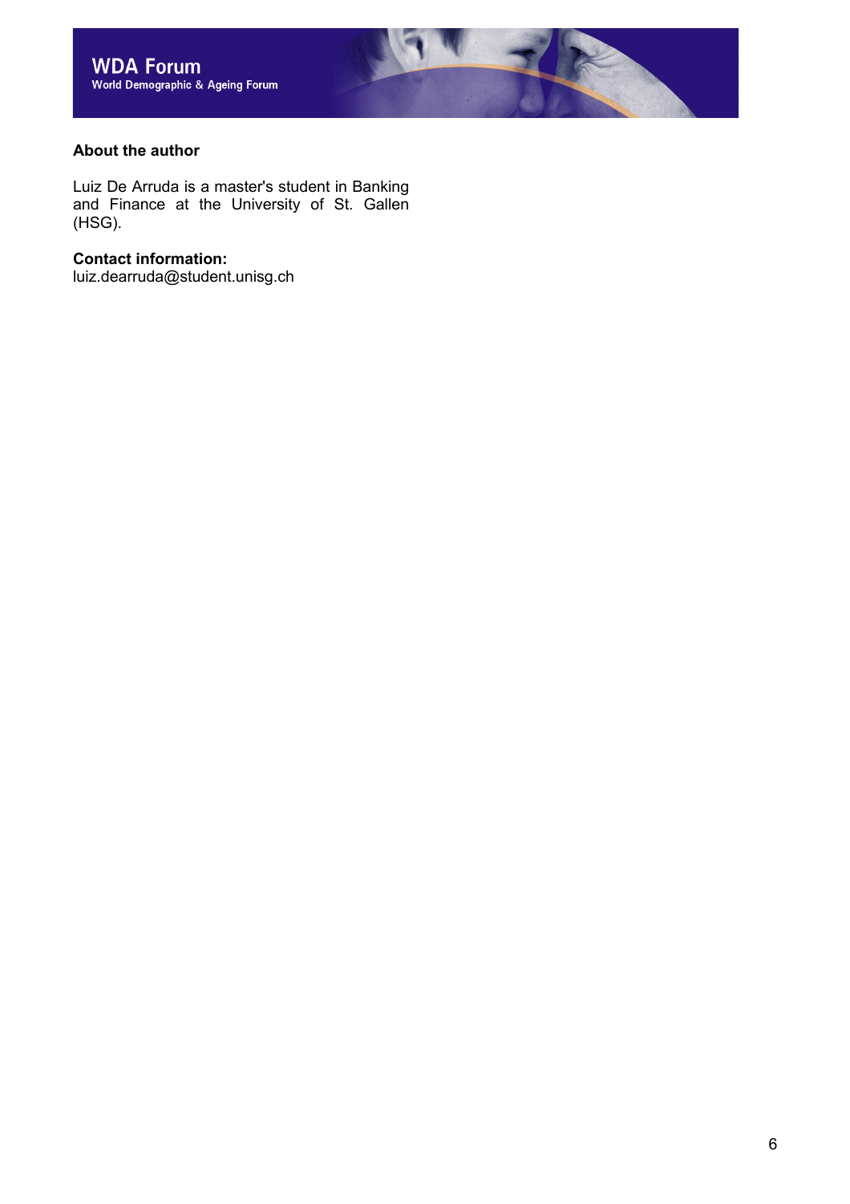**About the author**

Luiz De Arruda is a master's student in Banking and Finance at the University of St. Gallen (HSG).

**Contact information:**
luiz.dearruda@student.unisg.ch